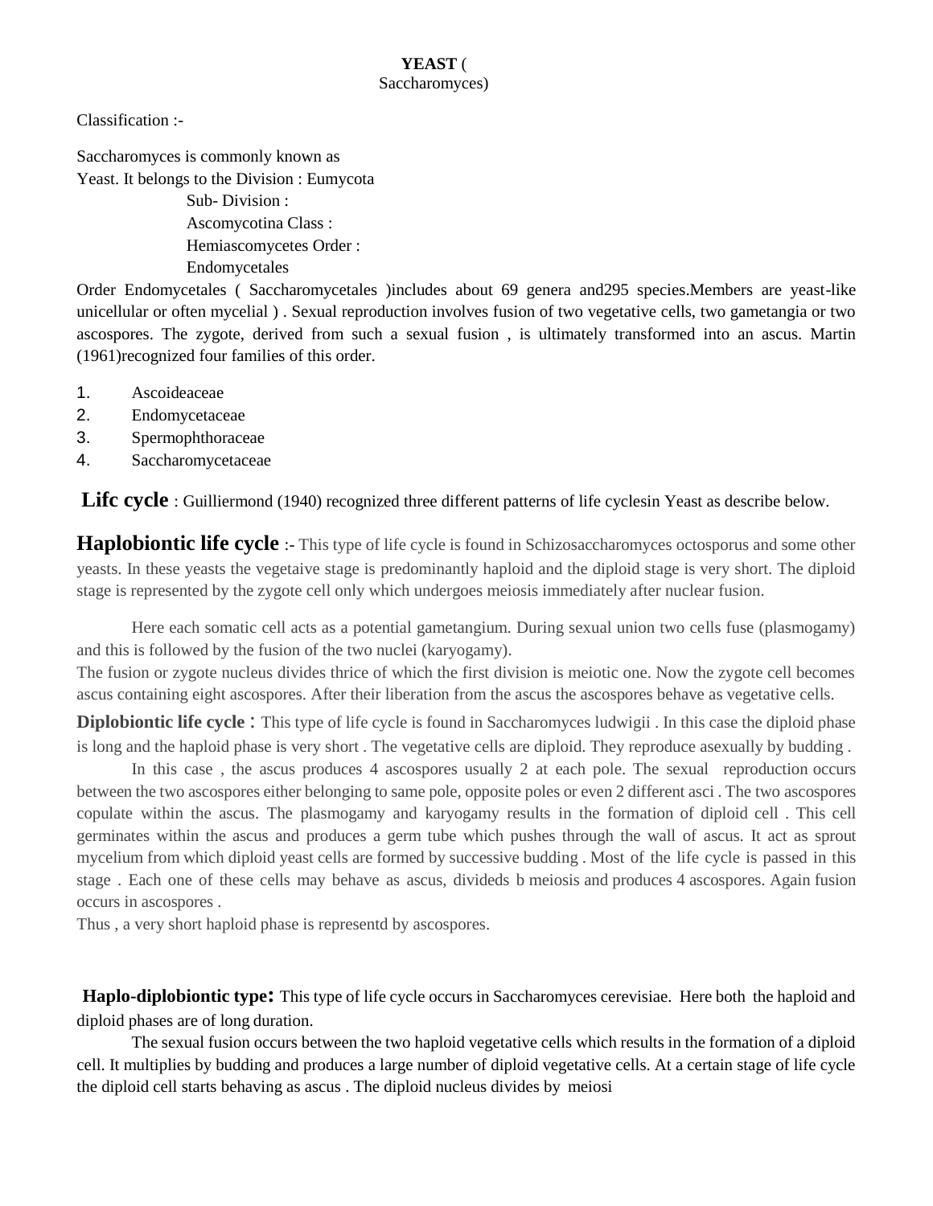**YEAST** (
Saccharomyces)

Classification :-

Saccharomyces is commonly known as
Yeast. It belongs to the Division : Eumycota
Sub- Division :
Ascomycotina Class :
Hemiascomycetes Order :
Endomycetales

Order Endomycetales ( Saccharomycetales )includes about 69 genera and295 species.Members are yeast-like unicellular or often mycelial ) . Sexual reproduction involves fusion of two vegetative cells, two gametangia or two ascospores. The zygote, derived from such a sexual fusion , is ultimately transformed into an ascus. Martin (1961)recognized four families of this order.

1. Ascoideaceae
2. Endomycetaceae
3. Spermophthoraceae
4. Saccharomycetaceae

**Lifc cycle** : Guilliermond (1940) recognized three different patterns of life cyclesin Yeast as describe below.

**Haplobiontic life cycle** :- This type of life cycle is found in Schizosaccharomyces octosporus and some other yeasts. In these yeasts the vegetaive stage is predominantly haploid and the diploid stage is very short. The diploid stage is represented by the zygote cell only which undergoes meiosis immediately after nuclear fusion.

Here each somatic cell acts as a potential gametangium. During sexual union two cells fuse (plasmogamy) and this is followed by the fusion of the two nuclei (karyogamy).
The fusion or zygote nucleus divides thrice of which the first division is meiotic one. Now the zygote cell becomes ascus containing eight ascospores. After their liberation from the ascus the ascospores behave as vegetative cells.

**Diplobiontic life cycle** : This type of life cycle is found in Saccharomyces ludwigii . In this case the diploid phase is long and the haploid phase is very short . The vegetative cells are diploid. They reproduce asexually by budding .

In this case , the ascus produces 4 ascospores usually 2 at each pole. The sexual reproduction occurs between the two ascospores either belonging to same pole, opposite poles or even 2 different asci . The two ascospores copulate within the ascus. The plasmogamy and karyogamy results in the formation of diploid cell . This cell germinates within the ascus and produces a germ tube which pushes through the wall of ascus. It act as sprout mycelium from which diploid yeast cells are formed by successive budding . Most of the life cycle is passed in this stage . Each one of these cells may behave as ascus, divideds b meiosis and produces 4 ascospores. Again fusion occurs in ascospores .
Thus , a very short haploid phase is representd by ascospores.

**Haplo-diplobiontic type:** This type of life cycle occurs in Saccharomyces cerevisiae. Here both the haploid and diploid phases are of long duration.

The sexual fusion occurs between the two haploid vegetative cells which results in the formation of a diploid cell. It multiplies by budding and produces a large number of diploid vegetative cells. At a certain stage of life cycle the diploid cell starts behaving as ascus . The diploid nucleus divides by meiosi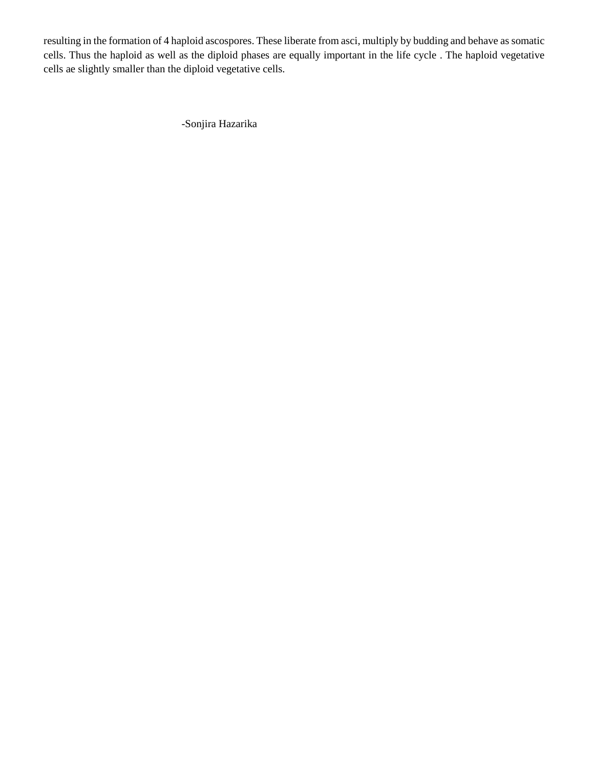resulting in the formation of 4 haploid ascospores. These liberate from asci, multiply by budding and behave as somatic cells. Thus the haploid as well as the diploid phases are equally important in the life cycle . The haploid vegetative cells ae slightly smaller than the diploid vegetative cells.

-Sonjira Hazarika